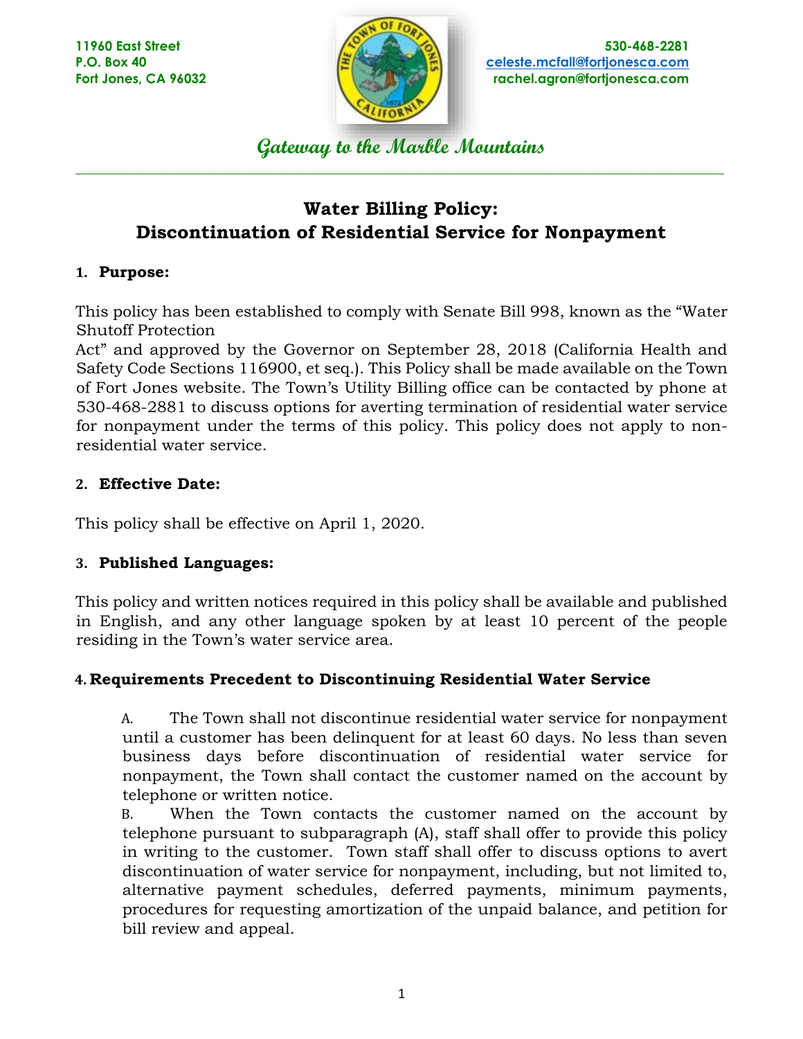11960 East Street
P.O. Box 40
Fort Jones, CA 96032

530-468-2281
celeste.mcfall@fortjonesca.com
rachel.agron@fortjonesca.com

*Gateway to the Marble Mountains*

# Water Billing Policy: Discontinuation of Residential Service for Nonpayment

### 1. Purpose:

This policy has been established to comply with Senate Bill 998, known as the "Water Shutoff Protection Act" and approved by the Governor on September 28, 2018 (California Health and Safety Code Sections 116900, et seq.). This Policy shall be made available on the Town of Fort Jones website. The Town's Utility Billing office can be contacted by phone at 530-468-2881 to discuss options for averting termination of residential water service for nonpayment under the terms of this policy. This policy does not apply to non-residential water service.

### 2. Effective Date:

This policy shall be effective on April 1, 2020.

### 3. Published Languages:

This policy and written notices required in this policy shall be available and published in English, and any other language spoken by at least 10 percent of the people residing in the Town's water service area.

### 4. Requirements Precedent to Discontinuing Residential Water Service

A. The Town shall not discontinue residential water service for nonpayment until a customer has been delinquent for at least 60 days. No less than seven business days before discontinuation of residential water service for nonpayment, the Town shall contact the customer named on the account by telephone or written notice.

B. When the Town contacts the customer named on the account by telephone pursuant to subparagraph (A), staff shall offer to provide this policy in writing to the customer. Town staff shall offer to discuss options to avert discontinuation of water service for nonpayment, including, but not limited to, alternative payment schedules, deferred payments, minimum payments, procedures for requesting amortization of the unpaid balance, and petition for bill review and appeal.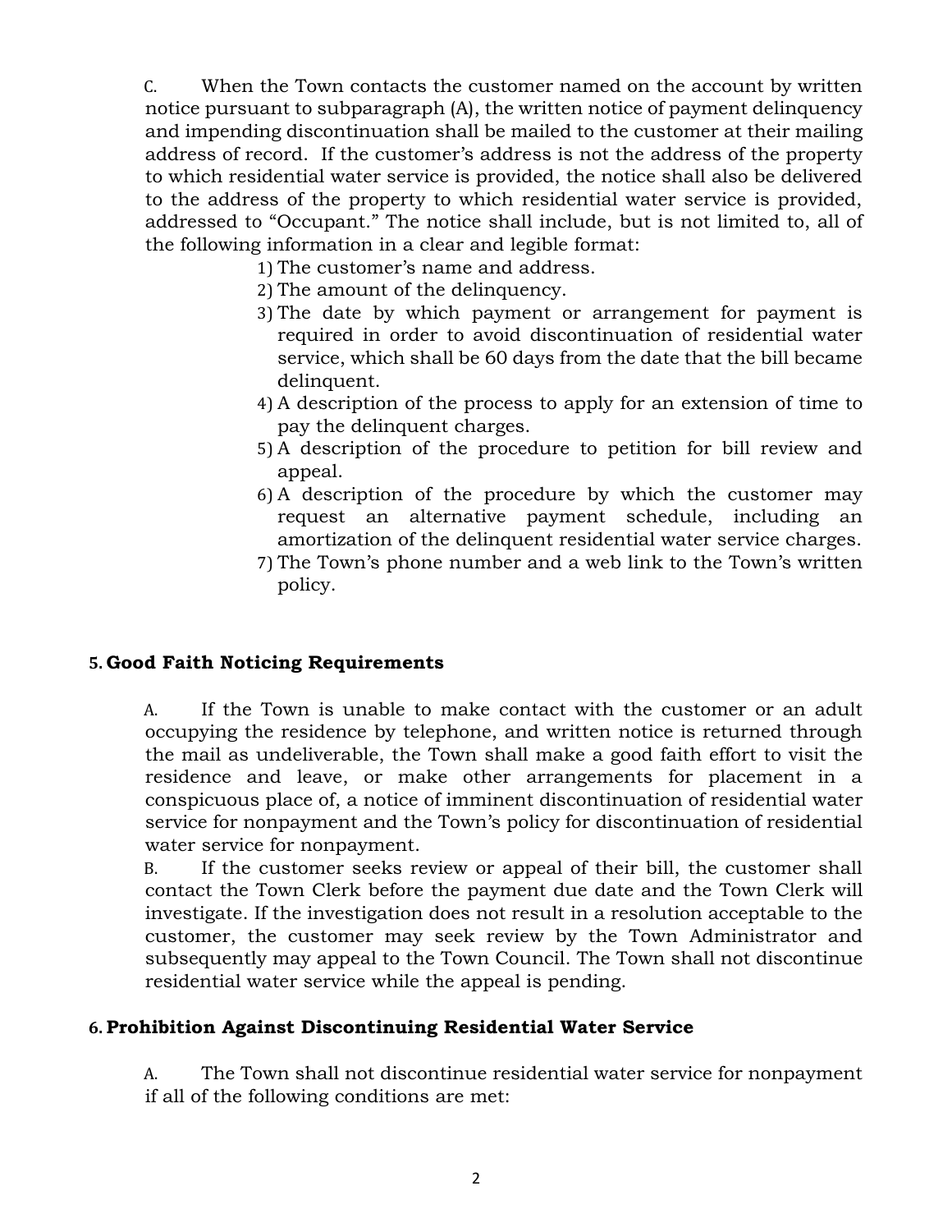C. When the Town contacts the customer named on the account by written notice pursuant to subparagraph (A), the written notice of payment delinquency and impending discontinuation shall be mailed to the customer at their mailing address of record. If the customer's address is not the address of the property to which residential water service is provided, the notice shall also be delivered to the address of the property to which residential water service is provided, addressed to "Occupant." The notice shall include, but is not limited to, all of the following information in a clear and legible format:

1) The customer's name and address.
2) The amount of the delinquency.
3) The date by which payment or arrangement for payment is required in order to avoid discontinuation of residential water service, which shall be 60 days from the date that the bill became delinquent.
4) A description of the process to apply for an extension of time to pay the delinquent charges.
5) A description of the procedure to petition for bill review and appeal.
6) A description of the procedure by which the customer may request an alternative payment schedule, including an amortization of the delinquent residential water service charges.
7) The Town's phone number and a web link to the Town's written policy.

## 5. Good Faith Noticing Requirements

A. If the Town is unable to make contact with the customer or an adult occupying the residence by telephone, and written notice is returned through the mail as undeliverable, the Town shall make a good faith effort to visit the residence and leave, or make other arrangements for placement in a conspicuous place of, a notice of imminent discontinuation of residential water service for nonpayment and the Town's policy for discontinuation of residential water service for nonpayment.

B. If the customer seeks review or appeal of their bill, the customer shall contact the Town Clerk before the payment due date and the Town Clerk will investigate. If the investigation does not result in a resolution acceptable to the customer, the customer may seek review by the Town Administrator and subsequently may appeal to the Town Council. The Town shall not discontinue residential water service while the appeal is pending.

## 6. Prohibition Against Discontinuing Residential Water Service

A. The Town shall not discontinue residential water service for nonpayment if all of the following conditions are met: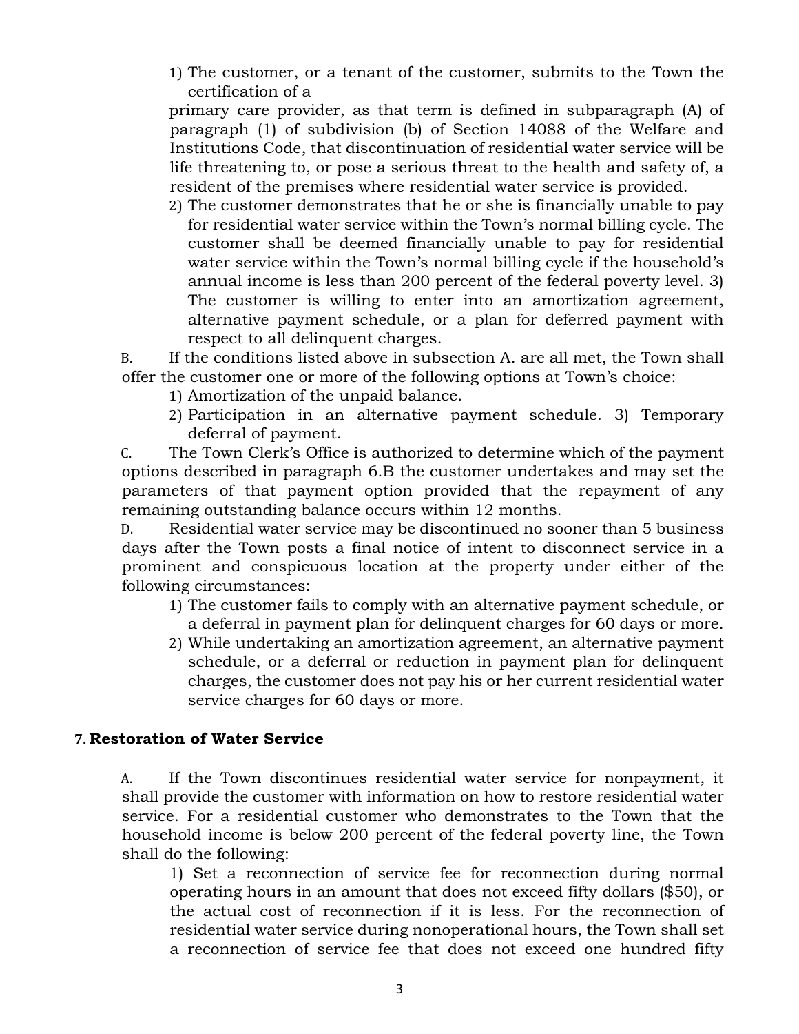1) The customer, or a tenant of the customer, submits to the Town the certification of a primary care provider, as that term is defined in subparagraph (A) of paragraph (1) of subdivision (b) of Section 14088 of the Welfare and Institutions Code, that discontinuation of residential water service will be life threatening to, or pose a serious threat to the health and safety of, a resident of the premises where residential water service is provided.

2) The customer demonstrates that he or she is financially unable to pay for residential water service within the Town's normal billing cycle. The customer shall be deemed financially unable to pay for residential water service within the Town's normal billing cycle if the household's annual income is less than 200 percent of the federal poverty level.

3) The customer is willing to enter into an amortization agreement, alternative payment schedule, or a plan for deferred payment with respect to all delinquent charges.

B. If the conditions listed above in subsection A. are all met, the Town shall offer the customer one or more of the following options at Town's choice:

1) Amortization of the unpaid balance.

2) Participation in an alternative payment schedule.

3) Temporary deferral of payment.

C. The Town Clerk's Office is authorized to determine which of the payment options described in paragraph 6.B the customer undertakes and may set the parameters of that payment option provided that the repayment of any remaining outstanding balance occurs within 12 months.

D. Residential water service may be discontinued no sooner than 5 business days after the Town posts a final notice of intent to disconnect service in a prominent and conspicuous location at the property under either of the following circumstances:

1) The customer fails to comply with an alternative payment schedule, or a deferral in payment plan for delinquent charges for 60 days or more.

2) While undertaking an amortization agreement, an alternative payment schedule, or a deferral or reduction in payment plan for delinquent charges, the customer does not pay his or her current residential water service charges for 60 days or more.

## 7. Restoration of Water Service

A. If the Town discontinues residential water service for nonpayment, it shall provide the customer with information on how to restore residential water service. For a residential customer who demonstrates to the Town that the household income is below 200 percent of the federal poverty line, the Town shall do the following:

1) Set a reconnection of service fee for reconnection during normal operating hours in an amount that does not exceed fifty dollars ($50), or the actual cost of reconnection if it is less. For the reconnection of residential water service during nonoperational hours, the Town shall set a reconnection of service fee that does not exceed one hundred fifty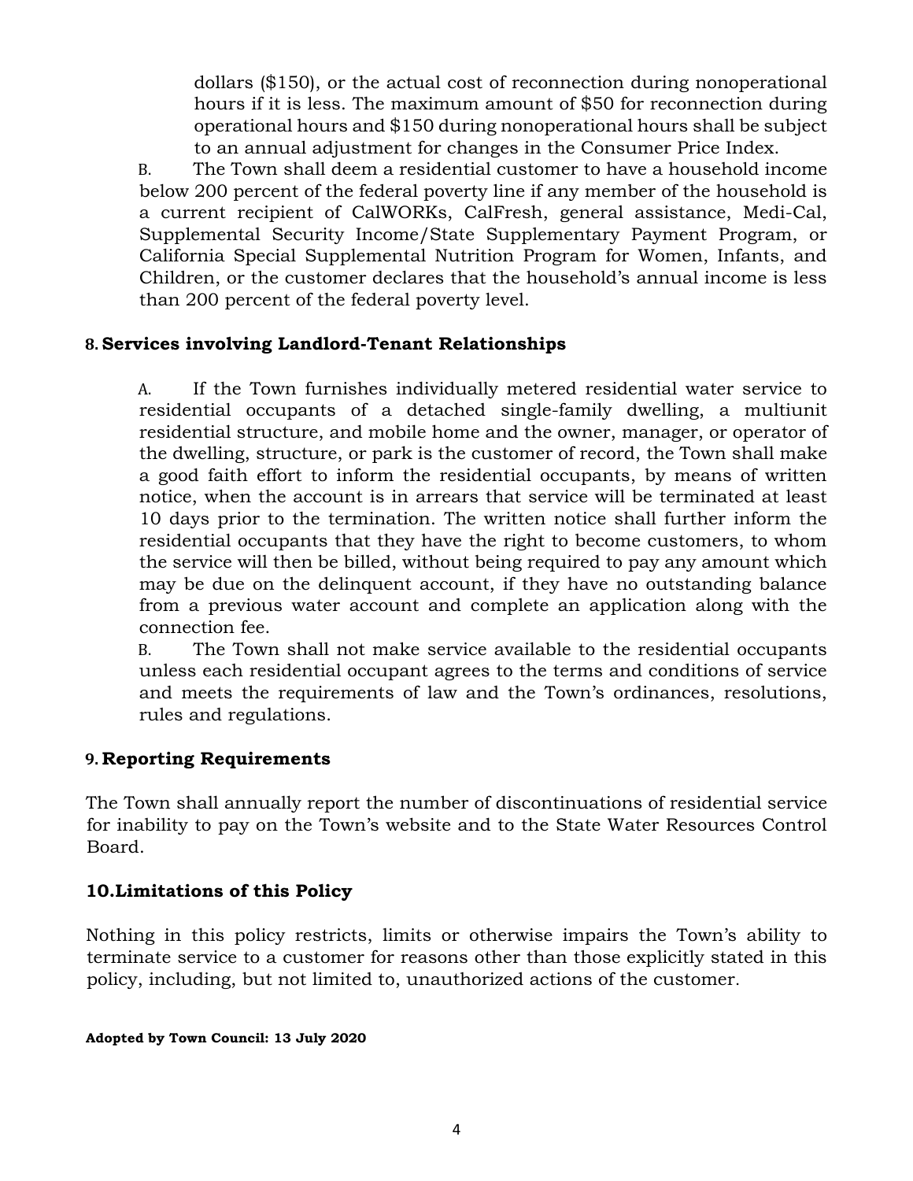dollars ($150), or the actual cost of reconnection during nonoperational hours if it is less. The maximum amount of $50 for reconnection during operational hours and $150 during nonoperational hours shall be subject to an annual adjustment for changes in the Consumer Price Index.

B. The Town shall deem a residential customer to have a household income below 200 percent of the federal poverty line if any member of the household is a current recipient of CalWORKs, CalFresh, general assistance, Medi-Cal, Supplemental Security Income/State Supplementary Payment Program, or California Special Supplemental Nutrition Program for Women, Infants, and Children, or the customer declares that the household's annual income is less than 200 percent of the federal poverty level.

### 8. Services involving Landlord-Tenant Relationships

A. If the Town furnishes individually metered residential water service to residential occupants of a detached single-family dwelling, a multiunit residential structure, and mobile home and the owner, manager, or operator of the dwelling, structure, or park is the customer of record, the Town shall make a good faith effort to inform the residential occupants, by means of written notice, when the account is in arrears that service will be terminated at least 10 days prior to the termination. The written notice shall further inform the residential occupants that they have the right to become customers, to whom the service will then be billed, without being required to pay any amount which may be due on the delinquent account, if they have no outstanding balance from a previous water account and complete an application along with the connection fee.

B. The Town shall not make service available to the residential occupants unless each residential occupant agrees to the terms and conditions of service and meets the requirements of law and the Town's ordinances, resolutions, rules and regulations.

### 9. Reporting Requirements

The Town shall annually report the number of discontinuations of residential service for inability to pay on the Town's website and to the State Water Resources Control Board.

### 10. Limitations of this Policy

Nothing in this policy restricts, limits or otherwise impairs the Town's ability to terminate service to a customer for reasons other than those explicitly stated in this policy, including, but not limited to, unauthorized actions of the customer.

**Adopted by Town Council: 13 July 2020**